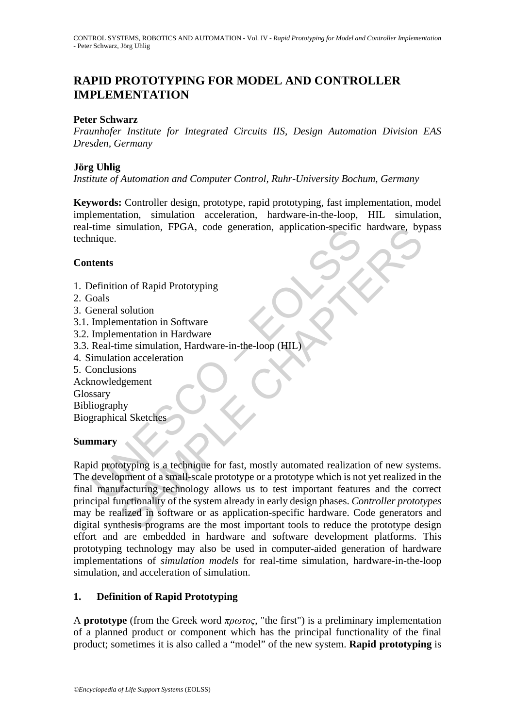# RAPID PROTOTYPING FOR MODEL AND CONTROLLER IMPLEMENTATION

**Peter Schwarz**

*Fraunhofer Institute for Integrated Circuits IIS, Design Automation Division EAS Dresden, Germany*

**Jörg Uhlig**

*Institute of Automation and Computer Control, Ruhr-University Bochum, Germany*

**Keywords:** Controller design, prototype, rapid prototyping, fast implementation, model implementation, simulation acceleration, hardware-in-the-loop, HIL simulation, real-time simulation, FPGA, code generation, application-specific hardware, bypass technique.

## Contents

1. Definition of Rapid Prototyping
2. Goals
3. General solution
3.1. Implementation in Software
3.2. Implementation in Hardware
3.3. Real-time simulation, Hardware-in-the-loop (HIL)
4. Simulation acceleration
5. Conclusions

Acknowledgement
Glossary
Bibliography
Biographical Sketches

## Summary

Rapid prototyping is a technique for fast, mostly automated realization of new systems. The development of a small-scale prototype or a prototype which is not yet realized in the final manufacturing technology allows us to test important features and the correct principal functionality of the system already in early design phases. *Controller prototypes* may be realized in software or as application-specific hardware. Code generators and digital synthesis programs are the most important tools to reduce the prototype design effort and are embedded in hardware and software development platforms. This prototyping technology may also be used in computer-aided generation of hardware implementations of *simulation models* for real-time simulation, hardware-in-the-loop simulation, and acceleration of simulation.

## 1. Definition of Rapid Prototyping

A **prototype** (from the Greek word *πρωτος*, "the first") is a preliminary implementation of a planned product or component which has the principal functionality of the final product; sometimes it is also called a "model" of the new system. **Rapid prototyping** is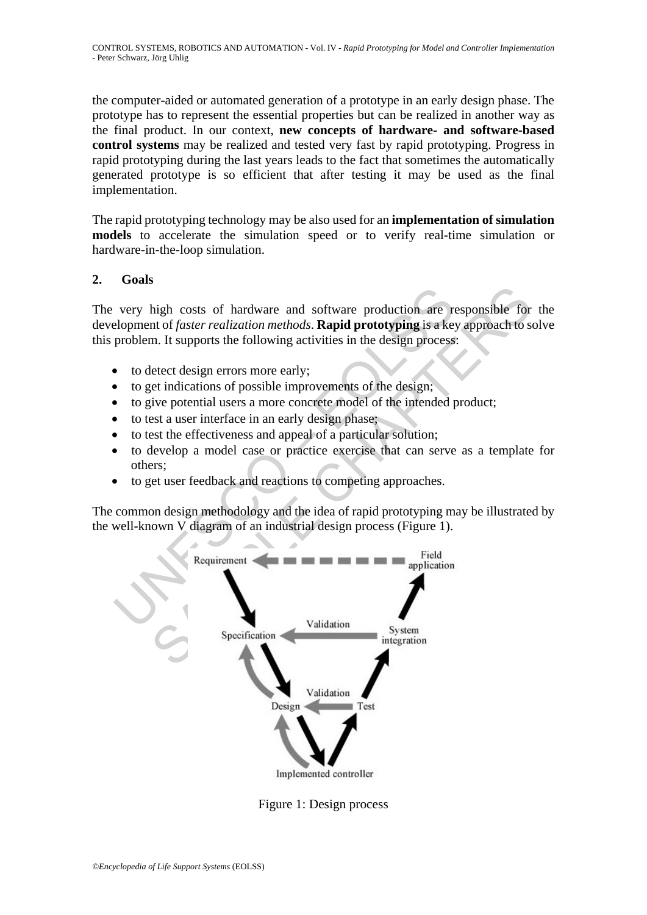the computer-aided or automated generation of a prototype in an early design phase. The prototype has to represent the essential properties but can be realized in another way as the final product. In our context, **new concepts of hardware- and software-based control systems** may be realized and tested very fast by rapid prototyping. Progress in rapid prototyping during the last years leads to the fact that sometimes the automatically generated prototype is so efficient that after testing it may be used as the final implementation.

The rapid prototyping technology may be also used for an **implementation of simulation models** to accelerate the simulation speed or to verify real-time simulation or hardware-in-the-loop simulation.

## 2. Goals

The very high costs of hardware and software production are responsible for the development of *faster realization methods*. **Rapid prototyping** is a key approach to solve this problem. It supports the following activities in the design process:

- to detect design errors more early;
- to get indications of possible improvements of the design;
- to give potential users a more concrete model of the intended product;
- to test a user interface in an early design phase;
- to test the effectiveness and appeal of a particular solution;
- to develop a model case or practice exercise that can serve as a template for others;
- to get user feedback and reactions to competing approaches.

The common design methodology and the idea of rapid prototyping may be illustrated by the well-known V diagram of an industrial design process (Figure 1).

Requirement, Field application, Specification, Validation, System integration, Design, Validation, Test, Implemented controller

Figure 1: Design process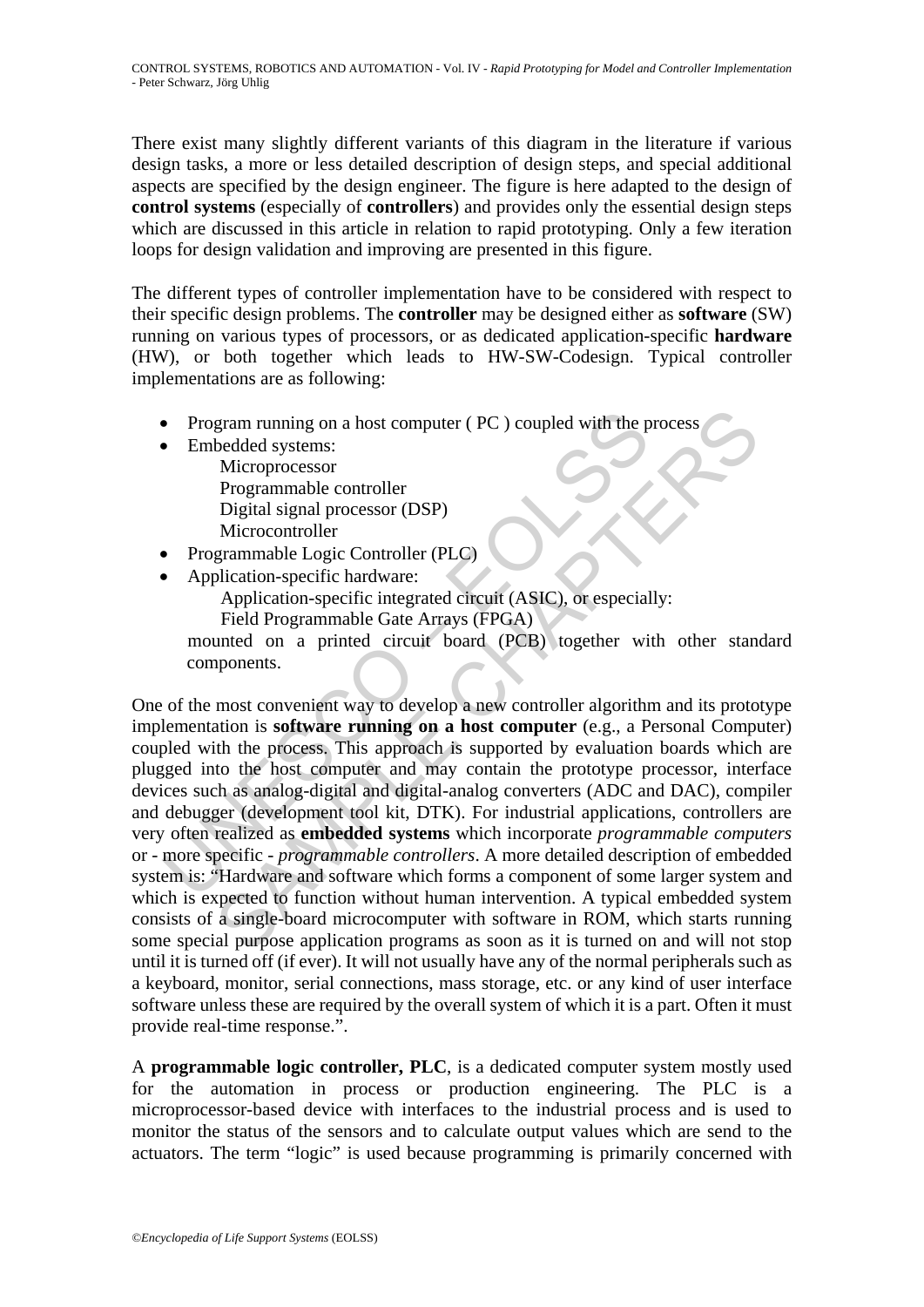There exist many slightly different variants of this diagram in the literature if various design tasks, a more or less detailed description of design steps, and special additional aspects are specified by the design engineer. The figure is here adapted to the design of **control systems** (especially of **controllers**) and provides only the essential design steps which are discussed in this article in relation to rapid prototyping. Only a few iteration loops for design validation and improving are presented in this figure.

The different types of controller implementation have to be considered with respect to their specific design problems. The **controller** may be designed either as **software** (SW) running on various types of processors, or as dedicated application-specific **hardware** (HW), or both together which leads to HW-SW-Codesign. Typical controller implementations are as following:

- Program running on a host computer ( PC ) coupled with the process
- Embedded systems:
  - Microprocessor
  - Programmable controller
  - Digital signal processor (DSP)
  - Microcontroller
- Programmable Logic Controller (PLC)
- Application-specific hardware:
  - Application-specific integrated circuit (ASIC), or especially:
  - Field Programmable Gate Arrays (FPGA)

  mounted on a printed circuit board (PCB) together with other standard components.

One of the most convenient way to develop a new controller algorithm and its prototype implementation is **software running on a host computer** (e.g., a Personal Computer) coupled with the process. This approach is supported by evaluation boards which are plugged into the host computer and may contain the prototype processor, interface devices such as analog-digital and digital-analog converters (ADC and DAC), compiler and debugger (development tool kit, DTK). For industrial applications, controllers are very often realized as **embedded systems** which incorporate *programmable computers* or - more specific - *programmable controllers*. A more detailed description of embedded system is: "Hardware and software which forms a component of some larger system and which is expected to function without human intervention. A typical embedded system consists of a single-board microcomputer with software in ROM, which starts running some special purpose application programs as soon as it is turned on and will not stop until it is turned off (if ever). It will not usually have any of the normal peripherals such as a keyboard, monitor, serial connections, mass storage, etc. or any kind of user interface software unless these are required by the overall system of which it is a part. Often it must provide real-time response.".

A **programmable logic controller, PLC**, is a dedicated computer system mostly used for the automation in process or production engineering. The PLC is a microprocessor-based device with interfaces to the industrial process and is used to monitor the status of the sensors and to calculate output values which are send to the actuators. The term "logic" is used because programming is primarily concerned with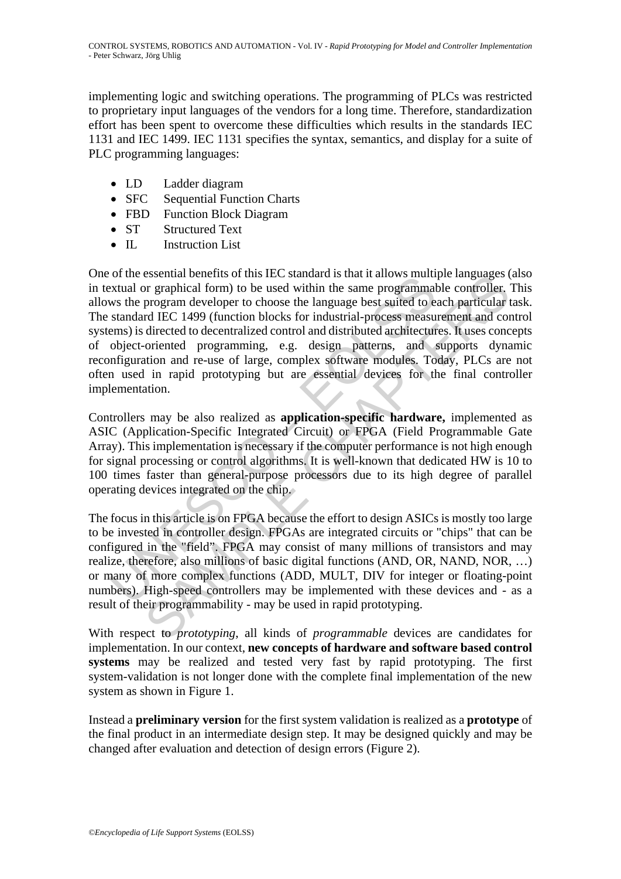implementing logic and switching operations. The programming of PLCs was restricted to proprietary input languages of the vendors for a long time. Therefore, standardization effort has been spent to overcome these difficulties which results in the standards IEC 1131 and IEC 1499. IEC 1131 specifies the syntax, semantics, and display for a suite of PLC programming languages:

- LD Ladder diagram
- SFC Sequential Function Charts
- FBD Function Block Diagram
- ST Structured Text
- IL Instruction List

One of the essential benefits of this IEC standard is that it allows multiple languages (also in textual or graphical form) to be used within the same programmable controller. This allows the program developer to choose the language best suited to each particular task. The standard IEC 1499 (function blocks for industrial-process measurement and control systems) is directed to decentralized control and distributed architectures. It uses concepts of object-oriented programming, e.g. design patterns, and supports dynamic reconfiguration and re-use of large, complex software modules. Today, PLCs are not often used in rapid prototyping but are essential devices for the final controller implementation.

Controllers may be also realized as **application-specific hardware,** implemented as ASIC (Application-Specific Integrated Circuit) or FPGA (Field Programmable Gate Array). This implementation is necessary if the computer performance is not high enough for signal processing or control algorithms. It is well-known that dedicated HW is 10 to 100 times faster than general-purpose processors due to its high degree of parallel operating devices integrated on the chip.

The focus in this article is on FPGA because the effort to design ASICs is mostly too large to be invested in controller design. FPGAs are integrated circuits or "chips" that can be configured in the "field". FPGA may consist of many millions of transistors and may realize, therefore, also millions of basic digital functions (AND, OR, NAND, NOR, …) or many of more complex functions (ADD, MULT, DIV for integer or floating-point numbers). High-speed controllers may be implemented with these devices and - as a result of their programmability - may be used in rapid prototyping.

With respect to *prototyping*, all kinds of *programmable* devices are candidates for implementation. In our context, **new concepts of hardware and software based control systems** may be realized and tested very fast by rapid prototyping. The first system-validation is not longer done with the complete final implementation of the new system as shown in Figure 1.

Instead a **preliminary version** for the first system validation is realized as a **prototype** of the final product in an intermediate design step. It may be designed quickly and may be changed after evaluation and detection of design errors (Figure 2).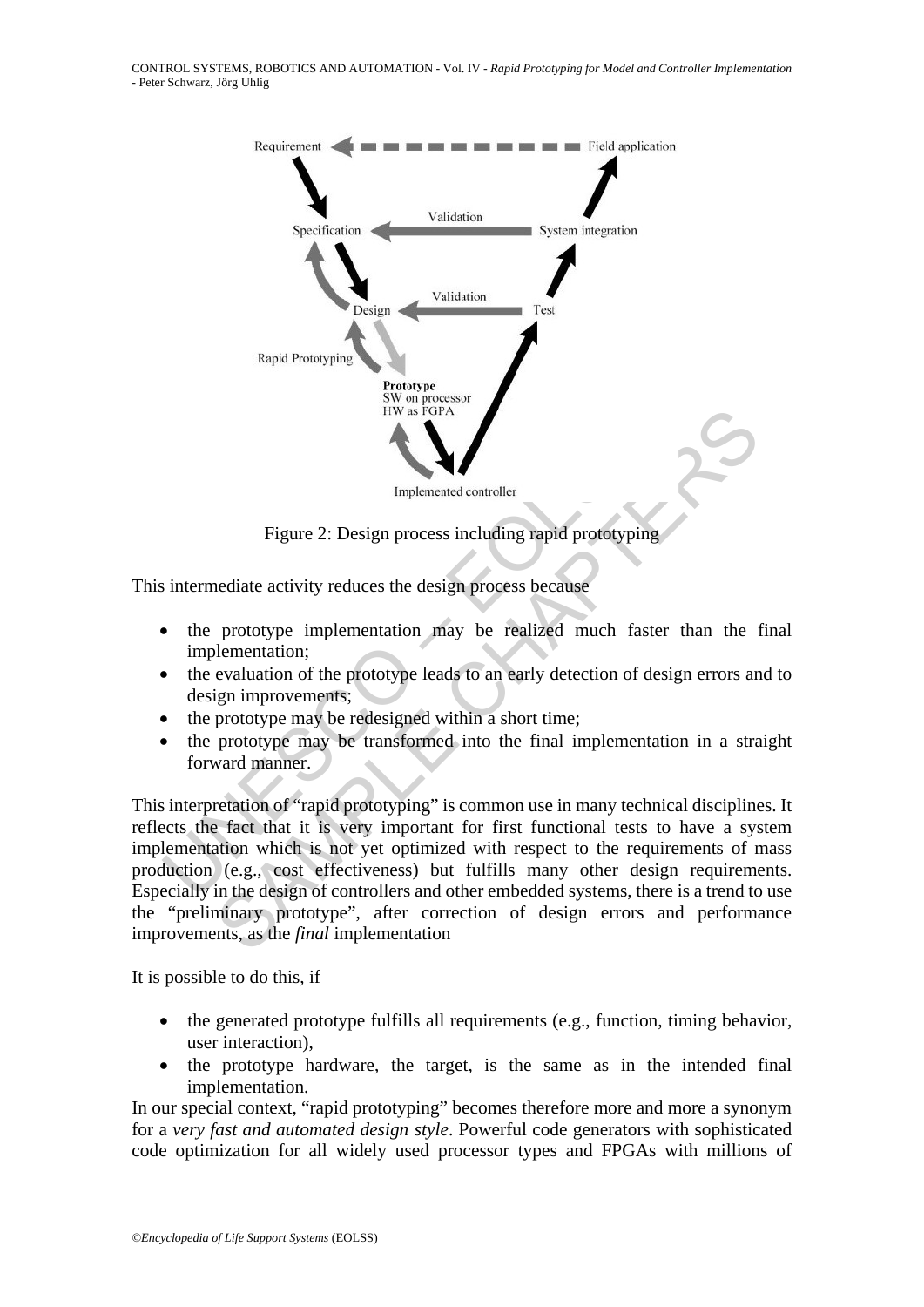Figure 2: Design process including rapid prototyping

This intermediate activity reduces the design process because

- the prototype implementation may be realized much faster than the final implementation;
- the evaluation of the prototype leads to an early detection of design errors and to design improvements;
- the prototype may be redesigned within a short time;
- the prototype may be transformed into the final implementation in a straight forward manner.

This interpretation of "rapid prototyping" is common use in many technical disciplines. It reflects the fact that it is very important for first functional tests to have a system implementation which is not yet optimized with respect to the requirements of mass production (e.g., cost effectiveness) but fulfills many other design requirements. Especially in the design of controllers and other embedded systems, there is a trend to use the "preliminary prototype", after correction of design errors and performance improvements, as the *final* implementation

It is possible to do this, if

- the generated prototype fulfills all requirements (e.g., function, timing behavior, user interaction),
- the prototype hardware, the target, is the same as in the intended final implementation.

In our special context, "rapid prototyping" becomes therefore more and more a synonym for a *very fast and automated design style*. Powerful code generators with sophisticated code optimization for all widely used processor types and FPGAs with millions of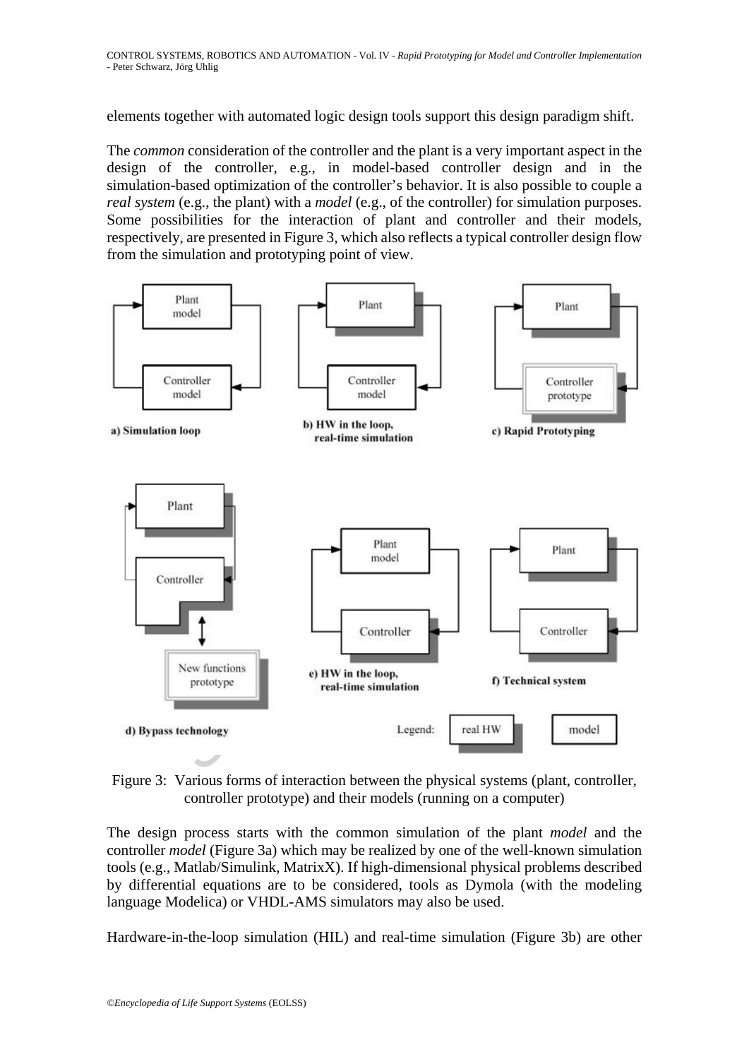elements together with automated logic design tools support this design paradigm shift.

The *common* consideration of the controller and the plant is a very important aspect in the design of the controller, e.g., in model-based controller design and in the simulation-based optimization of the controller's behavior. It is also possible to couple a *real system* (e.g., the plant) with a *model* (e.g., of the controller) for simulation purposes. Some possibilities for the interaction of plant and controller and their models, respectively, are presented in Figure 3, which also reflects a typical controller design flow from the simulation and prototyping point of view.

Figure 3: Various forms of interaction between the physical systems (plant, controller, controller prototype) and their models (running on a computer)

The design process starts with the common simulation of the plant *model* and the controller *model* (Figure 3a) which may be realized by one of the well-known simulation tools (e.g., Matlab/Simulink, MatrixX). If high-dimensional physical problems described by differential equations are to be considered, tools as Dymola (with the modeling language Modelica) or VHDL-AMS simulators may also be used.

Hardware-in-the-loop simulation (HIL) and real-time simulation (Figure 3b) are other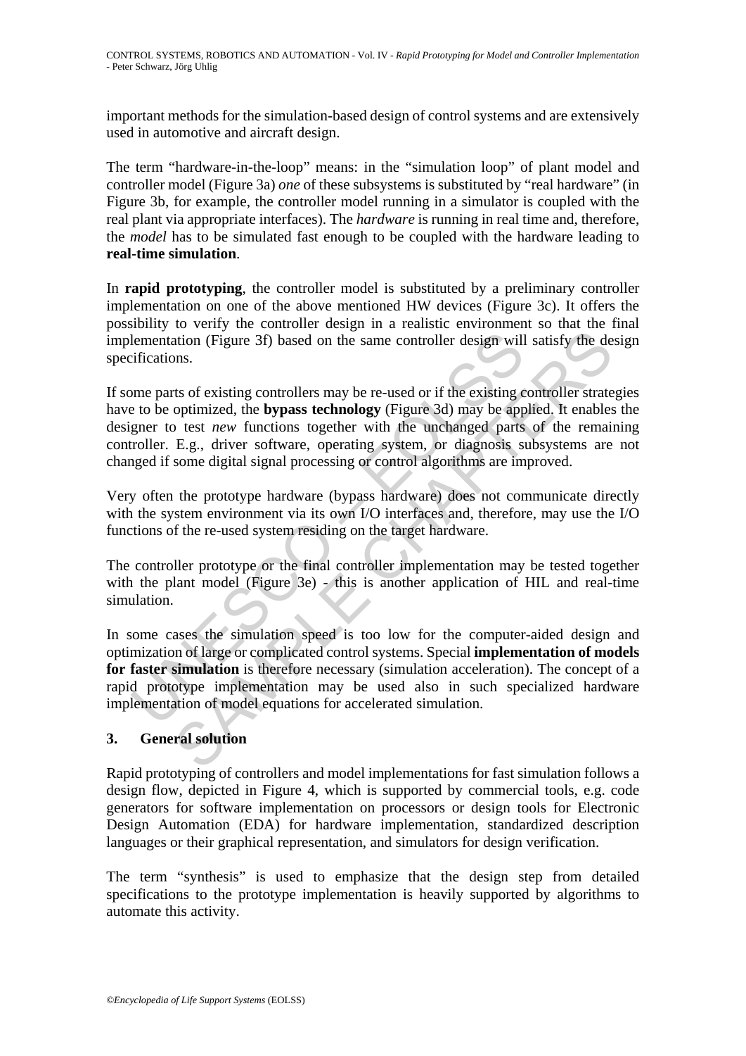important methods for the simulation-based design of control systems and are extensively used in automotive and aircraft design.

The term "hardware-in-the-loop" means: in the "simulation loop" of plant model and controller model (Figure 3a) *one* of these subsystems is substituted by "real hardware" (in Figure 3b, for example, the controller model running in a simulator is coupled with the real plant via appropriate interfaces). The *hardware* is running in real time and, therefore, the *model* has to be simulated fast enough to be coupled with the hardware leading to **real-time simulation**.

In **rapid prototyping**, the controller model is substituted by a preliminary controller implementation on one of the above mentioned HW devices (Figure 3c). It offers the possibility to verify the controller design in a realistic environment so that the final implementation (Figure 3f) based on the same controller design will satisfy the design specifications.

If some parts of existing controllers may be re-used or if the existing controller strategies have to be optimized, the **bypass technology** (Figure 3d) may be applied. It enables the designer to test *new* functions together with the unchanged parts of the remaining controller. E.g., driver software, operating system, or diagnosis subsystems are not changed if some digital signal processing or control algorithms are improved.

Very often the prototype hardware (bypass hardware) does not communicate directly with the system environment via its own I/O interfaces and, therefore, may use the I/O functions of the re-used system residing on the target hardware.

The controller prototype or the final controller implementation may be tested together with the plant model (Figure 3e) - this is another application of HIL and real-time simulation.

In some cases the simulation speed is too low for the computer-aided design and optimization of large or complicated control systems. Special **implementation of models for faster simulation** is therefore necessary (simulation acceleration). The concept of a rapid prototype implementation may be used also in such specialized hardware implementation of model equations for accelerated simulation.

## 3. General solution

Rapid prototyping of controllers and model implementations for fast simulation follows a design flow, depicted in Figure 4, which is supported by commercial tools, e.g. code generators for software implementation on processors or design tools for Electronic Design Automation (EDA) for hardware implementation, standardized description languages or their graphical representation, and simulators for design verification.

The term "synthesis" is used to emphasize that the design step from detailed specifications to the prototype implementation is heavily supported by algorithms to automate this activity.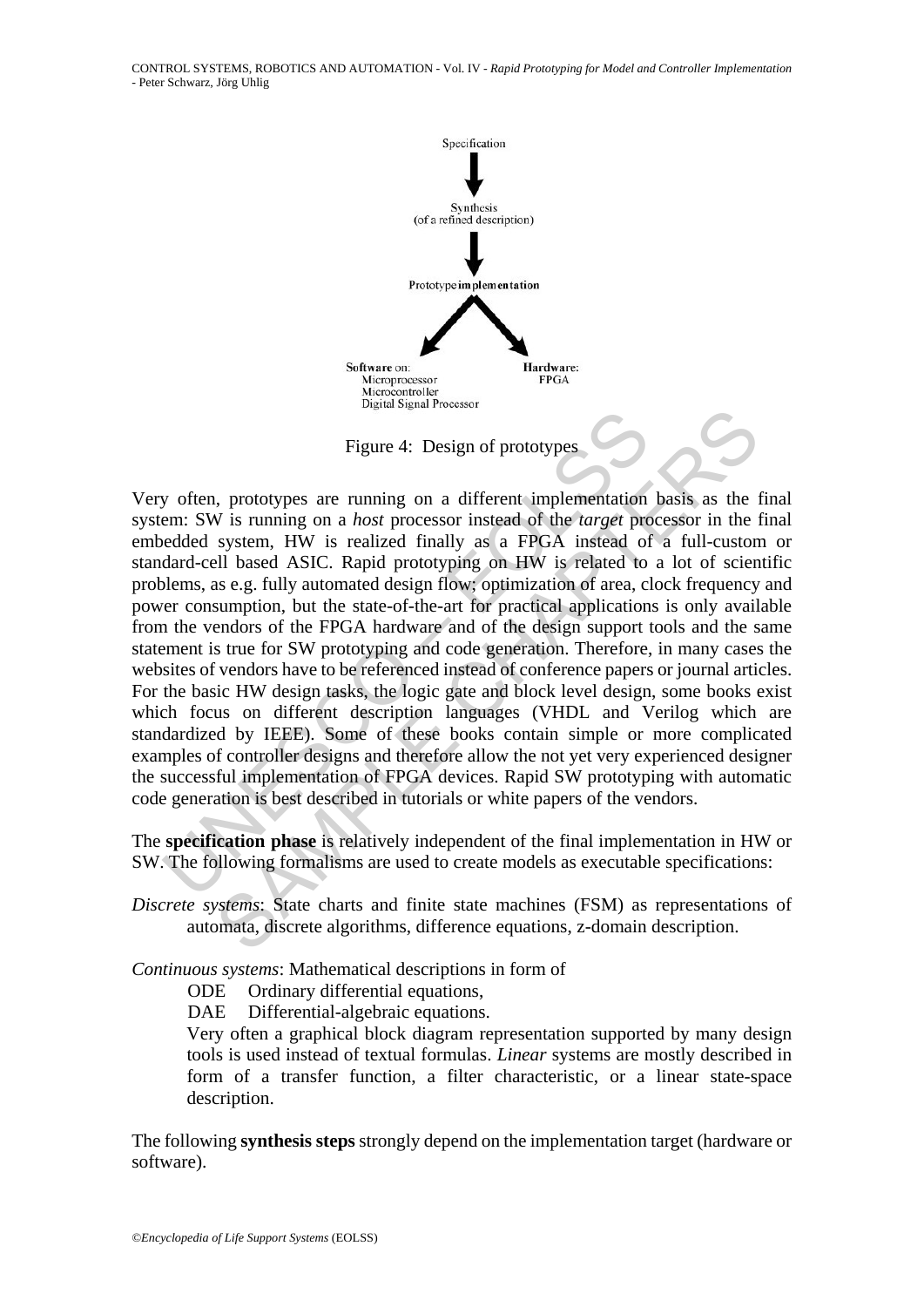Specification

Synthesis
(of a refined description)

Prototype implementation

Software on:
Microprocessor
Microcontroller
Digital Signal Processor

Hardware:
FPGA

Figure 4: Design of prototypes

Very often, prototypes are running on a different implementation basis as the final system: SW is running on a *host* processor instead of the *target* processor in the final embedded system, HW is realized finally as a FPGA instead of a full-custom or standard-cell based ASIC. Rapid prototyping on HW is related to a lot of scientific problems, as e.g. fully automated design flow; optimization of area, clock frequency and power consumption, but the state-of-the-art for practical applications is only available from the vendors of the FPGA hardware and of the design support tools and the same statement is true for SW prototyping and code generation. Therefore, in many cases the websites of vendors have to be referenced instead of conference papers or journal articles. For the basic HW design tasks, the logic gate and block level design, some books exist which focus on different description languages (VHDL and Verilog which are standardized by IEEE). Some of these books contain simple or more complicated examples of controller designs and therefore allow the not yet very experienced designer the successful implementation of FPGA devices. Rapid SW prototyping with automatic code generation is best described in tutorials or white papers of the vendors.

The **specification phase** is relatively independent of the final implementation in HW or SW. The following formalisms are used to create models as executable specifications:

*Discrete systems*: State charts and finite state machines (FSM) as representations of automata, discrete algorithms, difference equations, z-domain description.

*Continuous systems*: Mathematical descriptions in form of

- ODE  Ordinary differential equations,
- DAE  Differential-algebraic equations.

Very often a graphical block diagram representation supported by many design tools is used instead of textual formulas. *Linear* systems are mostly described in form of a transfer function, a filter characteristic, or a linear state-space description.

The following **synthesis steps** strongly depend on the implementation target (hardware or software).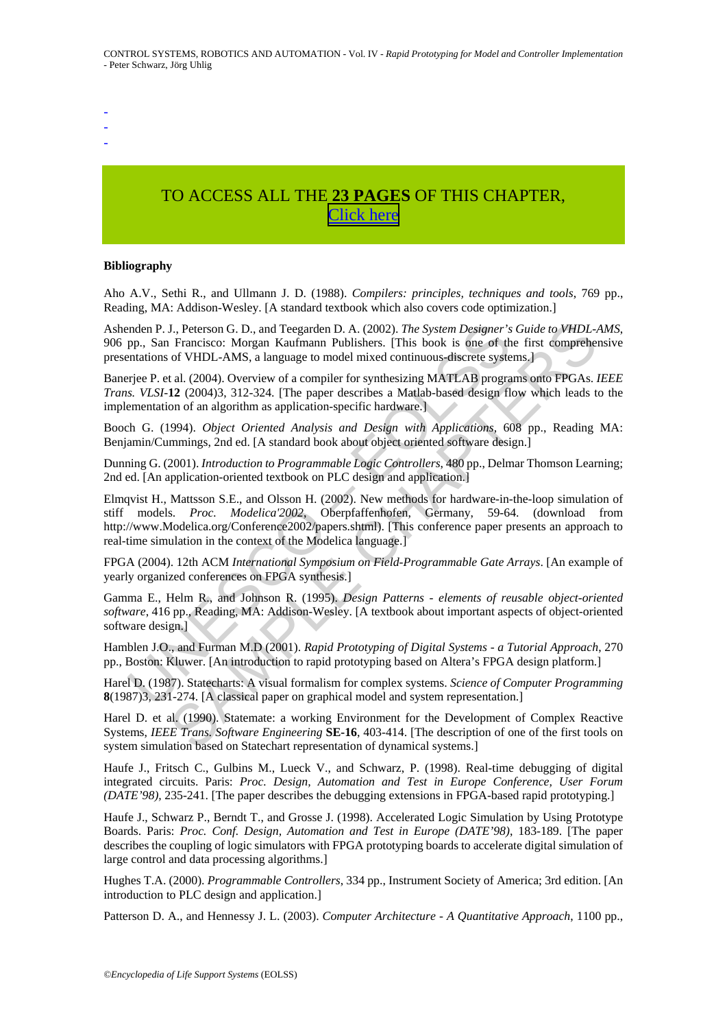-
-
-

TO ACCESS ALL THE **23 PAGES** OF THIS CHAPTER,
Click here

**Bibliography**

Aho A.V., Sethi R., and Ullmann J. D. (1988). *Compilers: principles, techniques and tools*, 769 pp., Reading, MA: Addison-Wesley. [A standard textbook which also covers code optimization.]

Ashenden P. J., Peterson G. D., and Teegarden D. A. (2002). *The System Designer's Guide to VHDL-AMS*, 906 pp., San Francisco: Morgan Kaufmann Publishers. [This book is one of the first comprehensive presentations of VHDL-AMS, a language to model mixed continuous-discrete systems.]

Banerjee P. et al. (2004). Overview of a compiler for synthesizing MATLAB programs onto FPGAs. *IEEE Trans. VLSI*-**12** (2004)3, 312-324. [The paper describes a Matlab-based design flow which leads to the implementation of an algorithm as application-specific hardware.]

Booch G. (1994). *Object Oriented Analysis and Design with Applications*, 608 pp., Reading MA: Benjamin/Cummings, 2nd ed. [A standard book about object oriented software design.]

Dunning G. (2001). *Introduction to Programmable Logic Controllers*, 480 pp., Delmar Thomson Learning; 2nd ed. [An application-oriented textbook on PLC design and application.]

Elmqvist H., Mattsson S.E., and Olsson H. (2002). New methods for hardware-in-the-loop simulation of stiff models. *Proc. Modelica'2002*, Oberpfaffenhofen, Germany, 59-64. (download from http://www.Modelica.org/Conference2002/papers.shtml). [This conference paper presents an approach to real-time simulation in the context of the Modelica language.]

FPGA (2004). 12th ACM *International Symposium on Field-Programmable Gate Arrays*. [An example of yearly organized conferences on FPGA synthesis.]

Gamma E., Helm R., and Johnson R. (1995). *Design Patterns - elements of reusable object-oriented software*, 416 pp., Reading, MA: Addison-Wesley. [A textbook about important aspects of object-oriented software design.]

Hamblen J.O., and Furman M.D (2001). *Rapid Prototyping of Digital Systems - a Tutorial Approach*, 270 pp., Boston: Kluwer. [An introduction to rapid prototyping based on Altera's FPGA design platform.]

Harel D. (1987). Statecharts: A visual formalism for complex systems. *Science of Computer Programming* **8**(1987)3, 231-274. [A classical paper on graphical model and system representation.]

Harel D. et al. (1990). Statemate: a working Environment for the Development of Complex Reactive Systems, *IEEE Trans. Software Engineering* **SE-16**, 403-414. [The description of one of the first tools on system simulation based on Statechart representation of dynamical systems.]

Haufe J., Fritsch C., Gulbins M., Lueck V., and Schwarz, P. (1998). Real-time debugging of digital integrated circuits. Paris: *Proc. Design, Automation and Test in Europe Conference, User Forum (DATE'98)*, 235-241. [The paper describes the debugging extensions in FPGA-based rapid prototyping.]

Haufe J., Schwarz P., Berndt T., and Grosse J. (1998). Accelerated Logic Simulation by Using Prototype Boards. Paris: *Proc. Conf. Design, Automation and Test in Europe (DATE'98)*, 183-189. [The paper describes the coupling of logic simulators with FPGA prototyping boards to accelerate digital simulation of large control and data processing algorithms.]

Hughes T.A. (2000). *Programmable Controllers*, 334 pp., Instrument Society of America; 3rd edition. [An introduction to PLC design and application.]

Patterson D. A., and Hennessy J. L. (2003). *Computer Architecture - A Quantitative Approach*, 1100 pp.,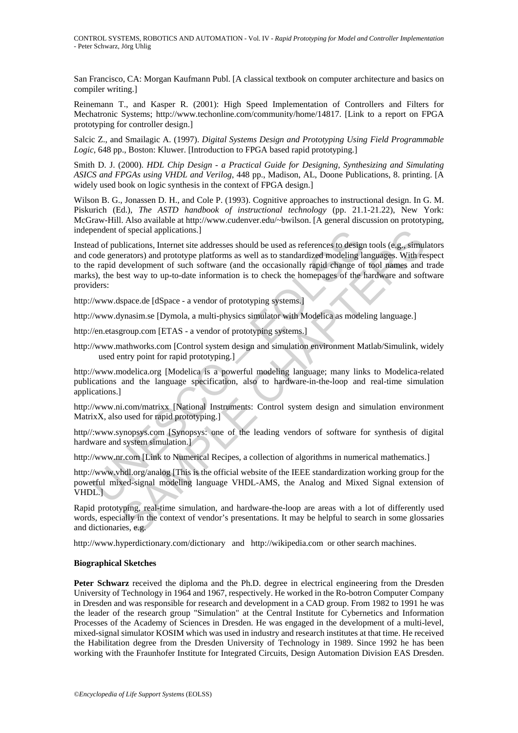San Francisco, CA: Morgan Kaufmann Publ. [A classical textbook on computer architecture and basics on compiler writing.]

Reinemann T., and Kasper R. (2001): High Speed Implementation of Controllers and Filters for Mechatronic Systems; http://www.techonline.com/community/home/14817. [Link to a report on FPGA prototyping for controller design.]

Salcic Z., and Smailagic A. (1997). *Digital Systems Design and Prototyping Using Field Programmable Logic*, 648 pp., Boston: Kluwer. [Introduction to FPGA based rapid prototyping.]

Smith D. J. (2000). *HDL Chip Design - a Practical Guide for Designing, Synthesizing and Simulating ASICS and FPGAs using VHDL and Verilog*, 448 pp., Madison, AL, Doone Publications, 8. printing. [A widely used book on logic synthesis in the context of FPGA design.]

Wilson B. G., Jonassen D. H., and Cole P. (1993). Cognitive approaches to instructional design. In G. M. Piskurich (Ed.), *The ASTD handbook of instructional technology* (pp. 21.1-21.22), New York: McGraw-Hill. Also available at http://www.cudenver.edu/~bwilson. [A general discussion on prototyping, independent of special applications.]

Instead of publications, Internet site addresses should be used as references to design tools (e.g., simulators and code generators) and prototype platforms as well as to standardized modeling languages. With respect to the rapid development of such software (and the occasionally rapid change of tool names and trade marks), the best way to up-to-date information is to check the homepages of the hardware and software providers:

http://www.dspace.de [dSpace - a vendor of prototyping systems.]

http://www.dynasim.se [Dymola, a multi-physics simulator with Modelica as modeling language.]

http://en.etasgroup.com [ETAS - a vendor of prototyping systems.]

http://www.mathworks.com [Control system design and simulation environment Matlab/Simulink, widely used entry point for rapid prototyping.]

http://www.modelica.org [Modelica is a powerful modeling language; many links to Modelica-related publications and the language specification, also to hardware-in-the-loop and real-time simulation applications.]

http://www.ni.com/matrixx [National Instruments: Control system design and simulation environment MatrixX, also used for rapid prototyping.]

http//:www.synopsys.com [Synopsys: one of the leading vendors of software for synthesis of digital hardware and system simulation.]

http://www.nr.com [Link to Numerical Recipes, a collection of algorithms in numerical mathematics.]

http://www.vhdl.org/analog [This is the official website of the IEEE standardization working group for the powerful mixed-signal modeling language VHDL-AMS, the Analog and Mixed Signal extension of VHDL.]

Rapid prototyping, real-time simulation, and hardware-the-loop are areas with a lot of differently used words, especially in the context of vendor's presentations. It may be helpful to search in some glossaries and dictionaries, e.g.

http://www.hyperdictionary.com/dictionary and http://wikipedia.com or other search machines.

**Biographical Sketches**

**Peter Schwarz** received the diploma and the Ph.D. degree in electrical engineering from the Dresden University of Technology in 1964 and 1967, respectively. He worked in the Ro-botron Computer Company in Dresden and was responsible for research and development in a CAD group. From 1982 to 1991 he was the leader of the research group "Simulation" at the Central Institute for Cybernetics and Information Processes of the Academy of Sciences in Dresden. He was engaged in the development of a multi-level, mixed-signal simulator KOSIM which was used in industry and research institutes at that time. He received the Habilitation degree from the Dresden University of Technology in 1989. Since 1992 he has been working with the Fraunhofer Institute for Integrated Circuits, Design Automation Division EAS Dresden.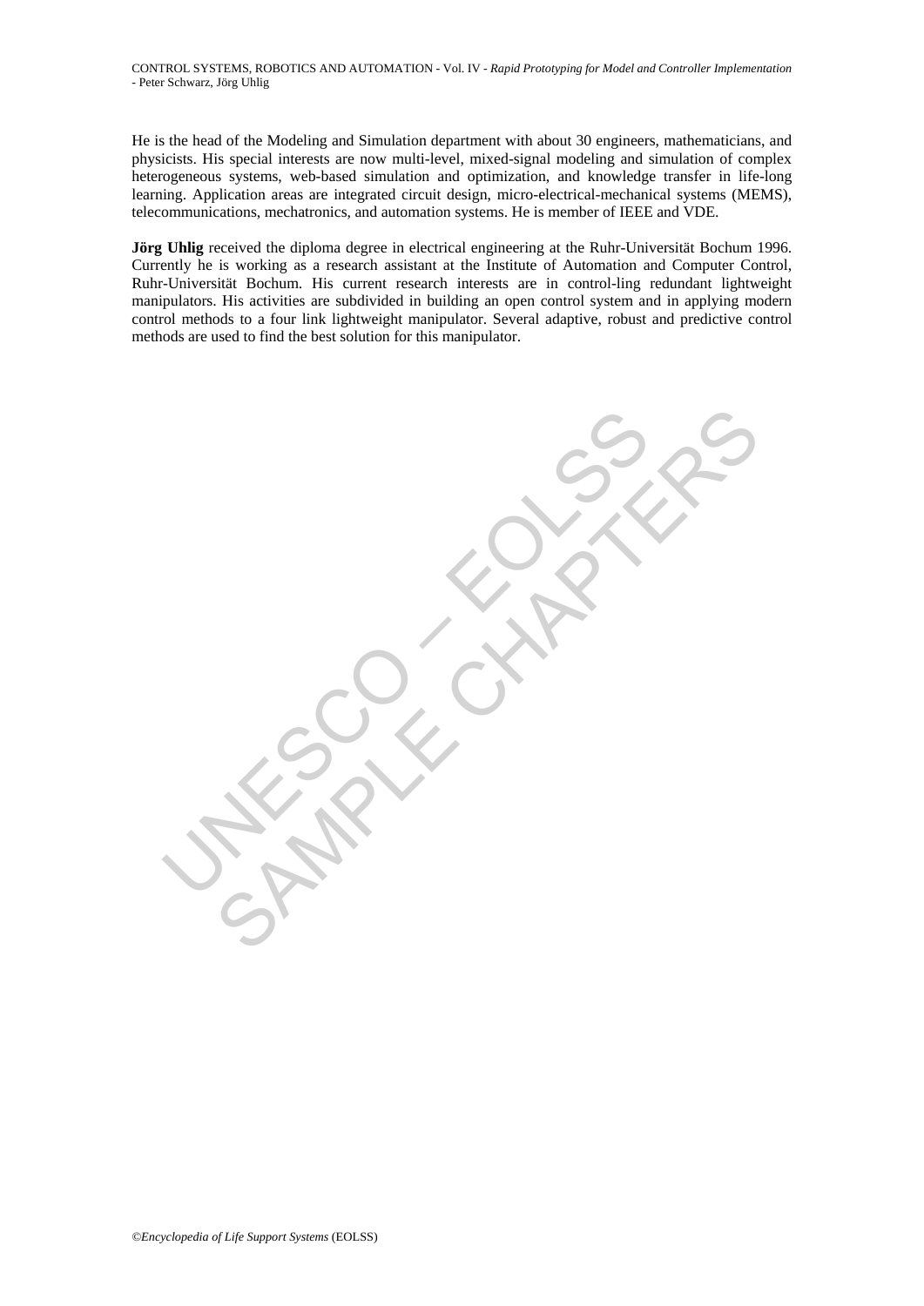He is the head of the Modeling and Simulation department with about 30 engineers, mathematicians, and physicists. His special interests are now multi-level, mixed-signal modeling and simulation of complex heterogeneous systems, web-based simulation and optimization, and knowledge transfer in life-long learning. Application areas are integrated circuit design, micro-electrical-mechanical systems (MEMS), telecommunications, mechatronics, and automation systems. He is member of IEEE and VDE.

**Jörg Uhlig** received the diploma degree in electrical engineering at the Ruhr-Universität Bochum 1996. Currently he is working as a research assistant at the Institute of Automation and Computer Control, Ruhr-Universität Bochum. His current research interests are in control-ling redundant lightweight manipulators. His activities are subdivided in building an open control system and in applying modern control methods to a four link lightweight manipulator. Several adaptive, robust and predictive control methods are used to find the best solution for this manipulator.